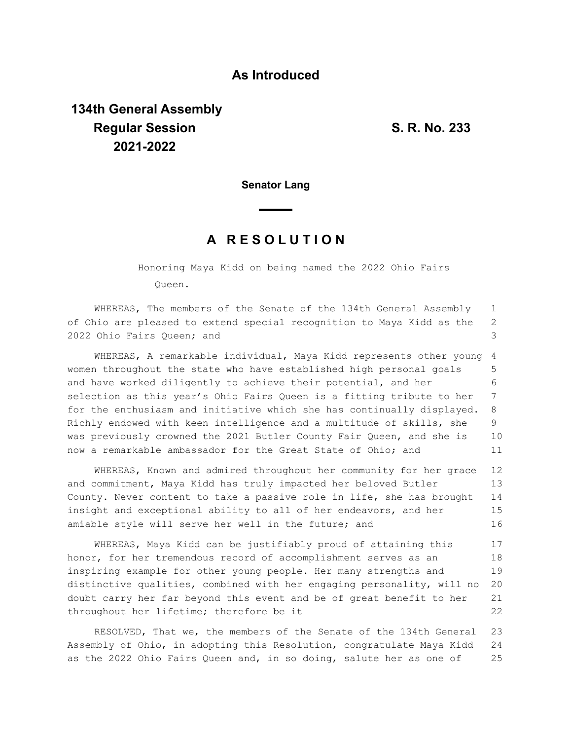**As Introduced**

**134th General Assembly**
**Regular Session**
**2021-2022**

**S. R. No. 233**

**Senator Lang**

## A R E S O L U T I O N

Honoring Maya Kidd on being named the 2022 Ohio Fairs Queen.

WHEREAS, The members of the Senate of the 134th General Assembly of Ohio are pleased to extend special recognition to Maya Kidd as the 2022 Ohio Fairs Queen; and

WHEREAS, A remarkable individual, Maya Kidd represents other young women throughout the state who have established high personal goals and have worked diligently to achieve their potential, and her selection as this year's Ohio Fairs Queen is a fitting tribute to her for the enthusiasm and initiative which she has continually displayed. Richly endowed with keen intelligence and a multitude of skills, she was previously crowned the 2021 Butler County Fair Queen, and she is now a remarkable ambassador for the Great State of Ohio; and

WHEREAS, Known and admired throughout her community for her grace and commitment, Maya Kidd has truly impacted her beloved Butler County. Never content to take a passive role in life, she has brought insight and exceptional ability to all of her endeavors, and her amiable style will serve her well in the future; and

WHEREAS, Maya Kidd can be justifiably proud of attaining this honor, for her tremendous record of accomplishment serves as an inspiring example for other young people. Her many strengths and distinctive qualities, combined with her engaging personality, will no doubt carry her far beyond this event and be of great benefit to her throughout her lifetime; therefore be it

RESOLVED, That we, the members of the Senate of the 134th General Assembly of Ohio, in adopting this Resolution, congratulate Maya Kidd as the 2022 Ohio Fairs Queen and, in so doing, salute her as one of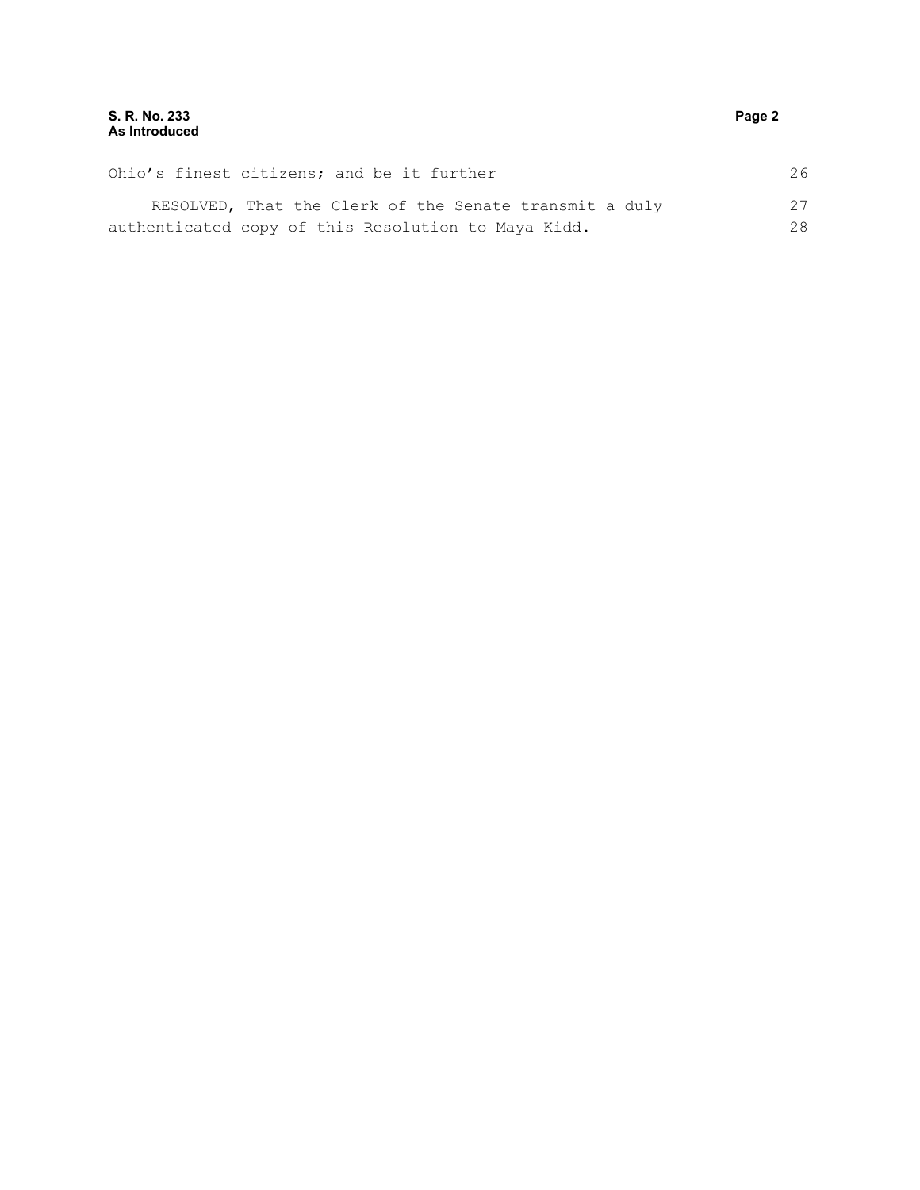Ohio's finest citizens; and be it further

RESOLVED, That the Clerk of the Senate transmit a duly authenticated copy of this Resolution to Maya Kidd.